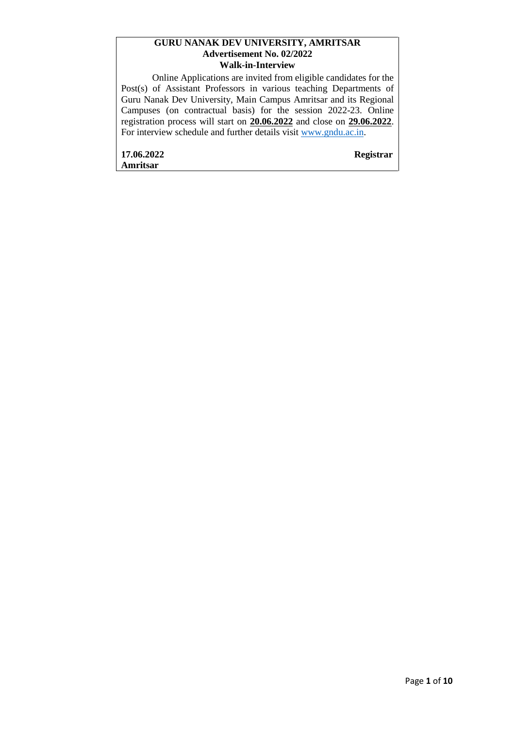**GURU NANAK DEV UNIVERSITY, AMRITSAR**
**Advertisement No. 02/2022**
**Walk-in-Interview**

Online Applications are invited from eligible candidates for the Post(s) of Assistant Professors in various teaching Departments of Guru Nanak Dev University, Main Campus Amritsar and its Regional Campuses (on contractual basis) for the session 2022-23. Online registration process will start on **20.06.2022** and close on **29.06.2022**. For interview schedule and further details visit www.gndu.ac.in.

**17.06.2022** **Registrar**
**Amritsar**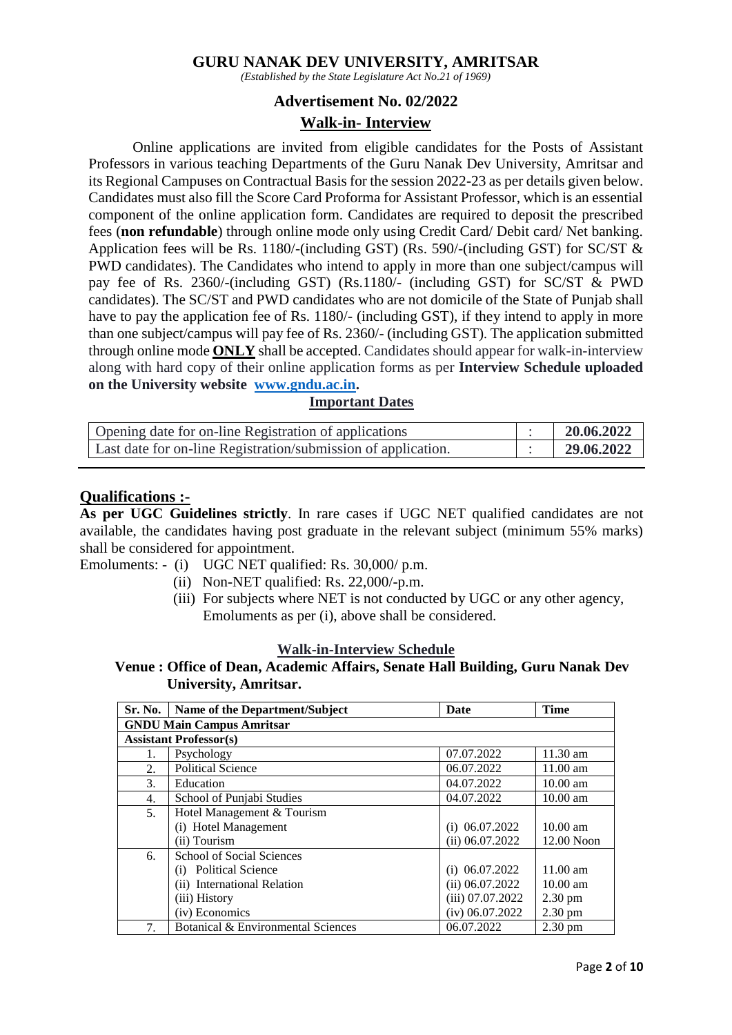# GURU NANAK DEV UNIVERSITY, AMRITSAR

*(Established by the State Legislature Act No.21 of 1969)*

## Advertisement No. 02/2022

## Walk-in- Interview

Online applications are invited from eligible candidates for the Posts of Assistant Professors in various teaching Departments of the Guru Nanak Dev University, Amritsar and its Regional Campuses on Contractual Basis for the session 2022-23 as per details given below. Candidates must also fill the Score Card Proforma for Assistant Professor, which is an essential component of the online application form. Candidates are required to deposit the prescribed fees (**non refundable**) through online mode only using Credit Card/ Debit card/ Net banking. Application fees will be Rs. 1180/-(including GST) (Rs. 590/-(including GST) for SC/ST & PWD candidates). The Candidates who intend to apply in more than one subject/campus will pay fee of Rs. 2360/-(including GST) (Rs.1180/- (including GST) for SC/ST & PWD candidates). The SC/ST and PWD candidates who are not domicile of the State of Punjab shall have to pay the application fee of Rs. 1180/- (including GST), if they intend to apply in more than one subject/campus will pay fee of Rs. 2360/- (including GST). The application submitted through online mode **ONLY** shall be accepted. Candidates should appear for walk-in-interview along with hard copy of their online application forms as per **Interview Schedule uploaded on the University website www.gndu.ac.in.**

### Important Dates

| | | |
|---|---|---|
| Opening date for on-line Registration of applications | : | **20.06.2022** |
| Last date for on-line Registration/submission of application. | : | **29.06.2022** |

## Qualifications :-

**As per UGC Guidelines strictly**. In rare cases if UGC NET qualified candidates are not available, the candidates having post graduate in the relevant subject (minimum 55% marks) shall be considered for appointment.

Emoluments: -
- (i) UGC NET qualified: Rs. 30,000/ p.m.
- (ii) Non-NET qualified: Rs. 22,000/-p.m.
- (iii) For subjects where NET is not conducted by UGC or any other agency, Emoluments as per (i), above shall be considered.

### Walk-in-Interview Schedule

**Venue : Office of Dean, Academic Affairs, Senate Hall Building, Guru Nanak Dev University, Amritsar.**

| Sr. No. | Name of the Department/Subject | Date | Time |
|---|---|---|---|
| **GNDU Main Campus Amritsar** | | | |
| **Assistant Professor(s)** | | | |
| 1. | Psychology | 07.07.2022 | 11.30 am |
| 2. | Political Science | 06.07.2022 | 11.00 am |
| 3. | Education | 04.07.2022 | 10.00 am |
| 4. | School of Punjabi Studies | 04.07.2022 | 10.00 am |
| 5. | Hotel Management & Tourism<br>(i) Hotel Management<br>(ii) Tourism | <br>(i) 06.07.2022<br>(ii) 06.07.2022 | <br>10.00 am<br>12.00 Noon |
| 6. | School of Social Sciences<br>(i) Political Science<br>(ii) International Relation<br>(iii) History<br>(iv) Economics | <br>(i) 06.07.2022<br>(ii) 06.07.2022<br>(iii) 07.07.2022<br>(iv) 06.07.2022 | <br>11.00 am<br>10.00 am<br>2.30 pm<br>2.30 pm |
| 7. | Botanical & Environmental Sciences | 06.07.2022 | 2.30 pm |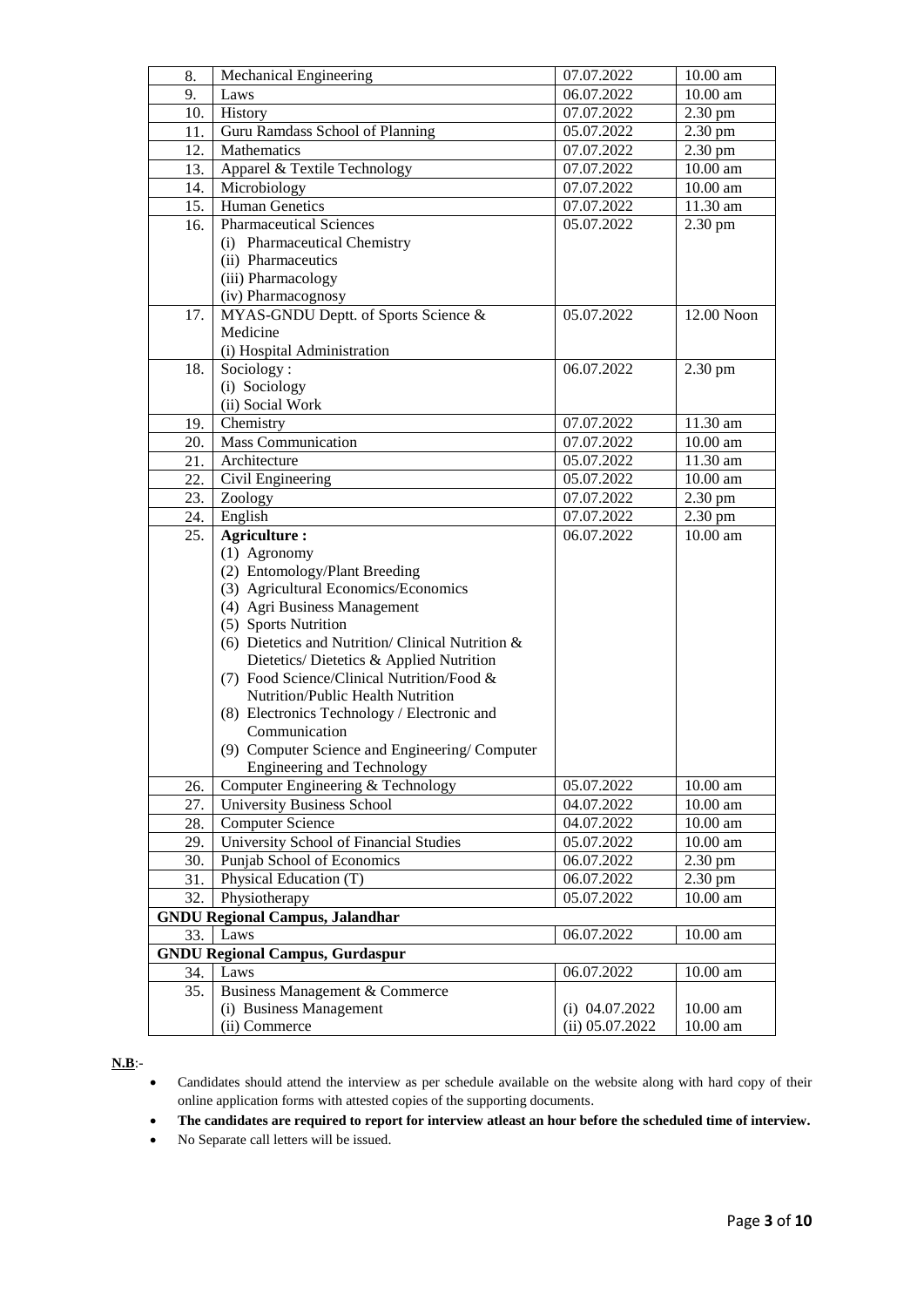| 8. | Mechanical Engineering | 07.07.2022 | 10.00 am |
|---|---|---|---|
| 9. | Laws | 06.07.2022 | 10.00 am |
| 10. | History | 07.07.2022 | 2.30 pm |
| 11. | Guru Ramdass School of Planning | 05.07.2022 | 2.30 pm |
| 12. | Mathematics | 07.07.2022 | 2.30 pm |
| 13. | Apparel & Textile Technology | 07.07.2022 | 10.00 am |
| 14. | Microbiology | 07.07.2022 | 10.00 am |
| 15. | Human Genetics | 07.07.2022 | 11.30 am |
| 16. | Pharmaceutical Sciences<br>(i) Pharmaceutical Chemistry<br>(ii) Pharmaceutics<br>(iii) Pharmacology<br>(iv) Pharmacognosy | 05.07.2022 | 2.30 pm |
| 17. | MYAS-GNDU Deptt. of Sports Science & Medicine<br>(i) Hospital Administration | 05.07.2022 | 12.00 Noon |
| 18. | Sociology :<br>(i) Sociology<br>(ii) Social Work | 06.07.2022 | 2.30 pm |
| 19. | Chemistry | 07.07.2022 | 11.30 am |
| 20. | Mass Communication | 07.07.2022 | 10.00 am |
| 21. | Architecture | 05.07.2022 | 11.30 am |
| 22. | Civil Engineering | 05.07.2022 | 10.00 am |
| 23. | Zoology | 07.07.2022 | 2.30 pm |
| 24. | English | 07.07.2022 | 2.30 pm |
| 25. | **Agriculture :**<br>(1) Agronomy<br>(2) Entomology/Plant Breeding<br>(3) Agricultural Economics/Economics<br>(4) Agri Business Management<br>(5) Sports Nutrition<br>(6) Dietetics and Nutrition/ Clinical Nutrition & Dietetics/ Dietetics & Applied Nutrition<br>(7) Food Science/Clinical Nutrition/Food & Nutrition/Public Health Nutrition<br>(8) Electronics Technology / Electronic and Communication<br>(9) Computer Science and Engineering/ Computer Engineering and Technology | 06.07.2022 | 10.00 am |
| 26. | Computer Engineering & Technology | 05.07.2022 | 10.00 am |
| 27. | University Business School | 04.07.2022 | 10.00 am |
| 28. | Computer Science | 04.07.2022 | 10.00 am |
| 29. | University School of Financial Studies | 05.07.2022 | 10.00 am |
| 30. | Punjab School of Economics | 06.07.2022 | 2.30 pm |
| 31. | Physical Education (T) | 06.07.2022 | 2.30 pm |
| 32. | Physiotherapy | 05.07.2022 | 10.00 am |
| **GNDU Regional Campus, Jalandhar** | | | |
| 33. | Laws | 06.07.2022 | 10.00 am |
| **GNDU Regional Campus, Gurdaspur** | | | |
| 34. | Laws | 06.07.2022 | 10.00 am |
| 35. | Business Management & Commerce<br>(i) Business Management<br>(ii) Commerce | (i) 04.07.2022<br>(ii) 05.07.2022 | 10.00 am<br>10.00 am |

**N.B**:-

- Candidates should attend the interview as per schedule available on the website along with hard copy of their online application forms with attested copies of the supporting documents.
- **The candidates are required to report for interview atleast an hour before the scheduled time of interview.**
- No Separate call letters will be issued.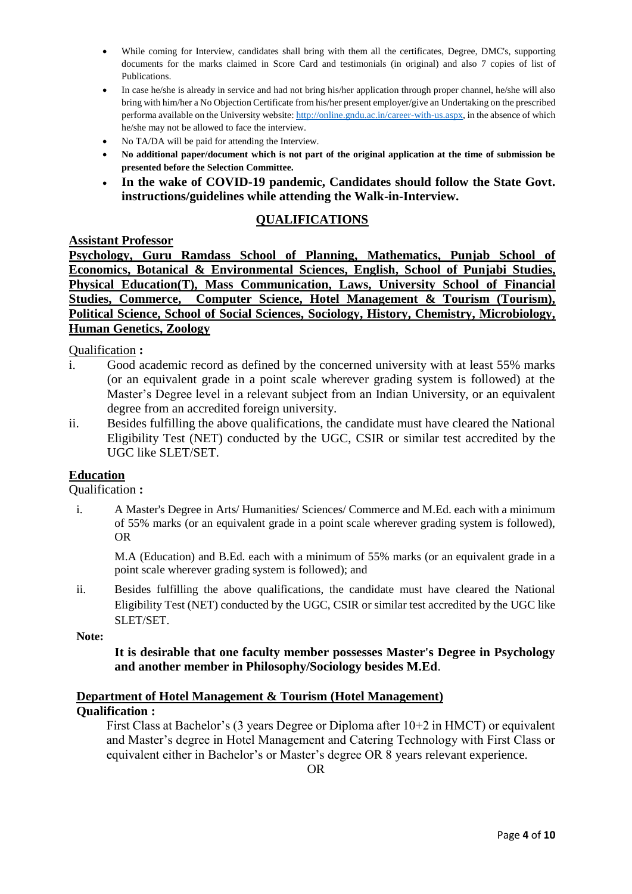- While coming for Interview, candidates shall bring with them all the certificates, Degree, DMC's, supporting documents for the marks claimed in Score Card and testimonials (in original) and also 7 copies of list of Publications.
- In case he/she is already in service and had not bring his/her application through proper channel, he/she will also bring with him/her a No Objection Certificate from his/her present employer/give an Undertaking on the prescribed performa available on the University website: http://online.gndu.ac.in/career-with-us.aspx, in the absence of which he/she may not be allowed to face the interview.
- No TA/DA will be paid for attending the Interview.
- **No additional paper/document which is not part of the original application at the time of submission be presented before the Selection Committee.**
- **In the wake of COVID-19 pandemic, Candidates should follow the State Govt. instructions/guidelines while attending the Walk-in-Interview.**

## QUALIFICATIONS

### Assistant Professor

**Psychology, Guru Ramdass School of Planning, Mathematics, Punjab School of Economics, Botanical & Environmental Sciences, English, School of Punjabi Studies, Physical Education(T), Mass Communication, Laws, University School of Financial Studies, Commerce, Computer Science, Hotel Management & Tourism (Tourism), Political Science, School of Social Sciences, Sociology, History, Chemistry, Microbiology, Human Genetics, Zoology**

Qualification **:**

i. Good academic record as defined by the concerned university with at least 55% marks (or an equivalent grade in a point scale wherever grading system is followed) at the Master's Degree level in a relevant subject from an Indian University, or an equivalent degree from an accredited foreign university.

ii. Besides fulfilling the above qualifications, the candidate must have cleared the National Eligibility Test (NET) conducted by the UGC, CSIR or similar test accredited by the UGC like SLET/SET.

### Education

Qualification **:**

i. A Master's Degree in Arts/ Humanities/ Sciences/ Commerce and M.Ed. each with a minimum of 55% marks (or an equivalent grade in a point scale wherever grading system is followed), OR

M.A (Education) and B.Ed. each with a minimum of 55% marks (or an equivalent grade in a point scale wherever grading system is followed); and

ii. Besides fulfilling the above qualifications, the candidate must have cleared the National Eligibility Test (NET) conducted by the UGC, CSIR or similar test accredited by the UGC like SLET/SET.

**Note:**

**It is desirable that one faculty member possesses Master's Degree in Psychology and another member in Philosophy/Sociology besides M.Ed**.

### Department of Hotel Management & Tourism (Hotel Management)

**Qualification :**

First Class at Bachelor's (3 years Degree or Diploma after 10+2 in HMCT) or equivalent and Master's degree in Hotel Management and Catering Technology with First Class or equivalent either in Bachelor's or Master's degree OR 8 years relevant experience.

OR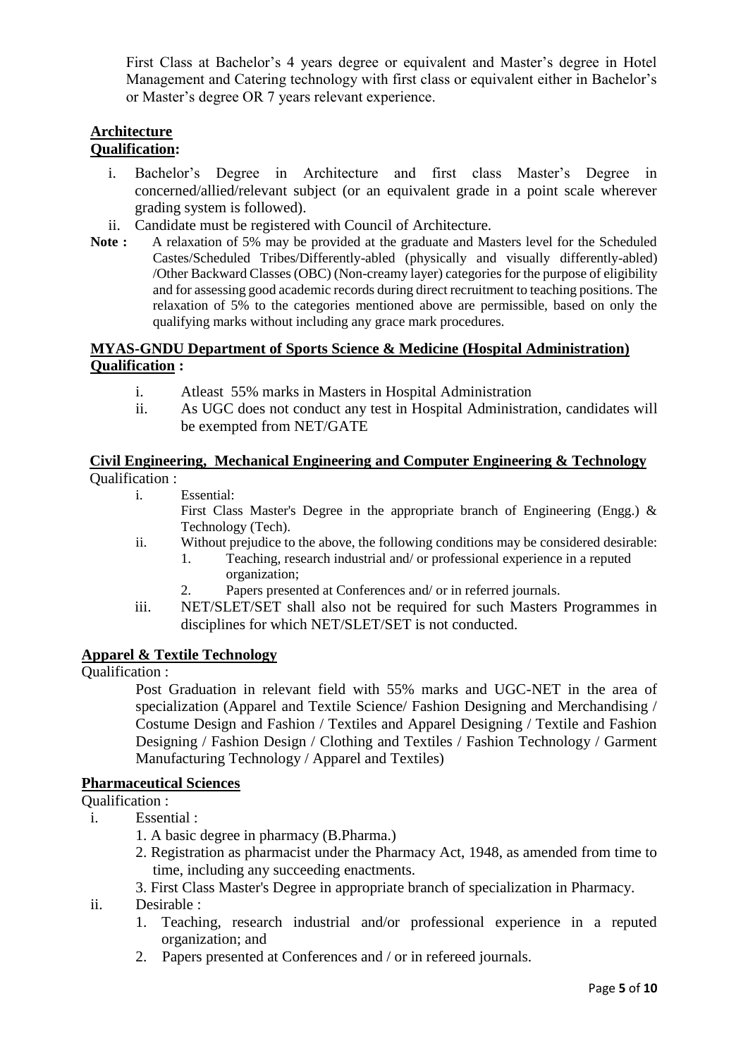First Class at Bachelor's 4 years degree or equivalent and Master's degree in Hotel Management and Catering technology with first class or equivalent either in Bachelor's or Master's degree OR 7 years relevant experience.

**Architecture**
**Qualification:**

- i. Bachelor's Degree in Architecture and first class Master's Degree in concerned/allied/relevant subject (or an equivalent grade in a point scale wherever grading system is followed).
- ii. Candidate must be registered with Council of Architecture.

**Note :** A relaxation of 5% may be provided at the graduate and Masters level for the Scheduled Castes/Scheduled Tribes/Differently-abled (physically and visually differently-abled) /Other Backward Classes (OBC) (Non-creamy layer) categories for the purpose of eligibility and for assessing good academic records during direct recruitment to teaching positions. The relaxation of 5% to the categories mentioned above are permissible, based on only the qualifying marks without including any grace mark procedures.

**MYAS-GNDU Department of Sports Science & Medicine (Hospital Administration)**
**Qualification :**

- i. Atleast 55% marks in Masters in Hospital Administration
- ii. As UGC does not conduct any test in Hospital Administration, candidates will be exempted from NET/GATE

**Civil Engineering, Mechanical Engineering and Computer Engineering & Technology**
Qualification :

- i. Essential:
  First Class Master's Degree in the appropriate branch of Engineering (Engg.) & Technology (Tech).
- ii. Without prejudice to the above, the following conditions may be considered desirable:
  1. Teaching, research industrial and/ or professional experience in a reputed organization;
  2. Papers presented at Conferences and/ or in referred journals.
- iii. NET/SLET/SET shall also not be required for such Masters Programmes in disciplines for which NET/SLET/SET is not conducted.

**Apparel & Textile Technology**
Qualification :

Post Graduation in relevant field with 55% marks and UGC-NET in the area of specialization (Apparel and Textile Science/ Fashion Designing and Merchandising / Costume Design and Fashion / Textiles and Apparel Designing / Textile and Fashion Designing / Fashion Design / Clothing and Textiles / Fashion Technology / Garment Manufacturing Technology / Apparel and Textiles)

**Pharmaceutical Sciences**
Qualification :

- i. Essential :
  1. A basic degree in pharmacy (B.Pharma.)
  2. Registration as pharmacist under the Pharmacy Act, 1948, as amended from time to time, including any succeeding enactments.
  3. First Class Master's Degree in appropriate branch of specialization in Pharmacy.
- ii. Desirable :
  1. Teaching, research industrial and/or professional experience in a reputed organization; and
  2. Papers presented at Conferences and / or in refereed journals.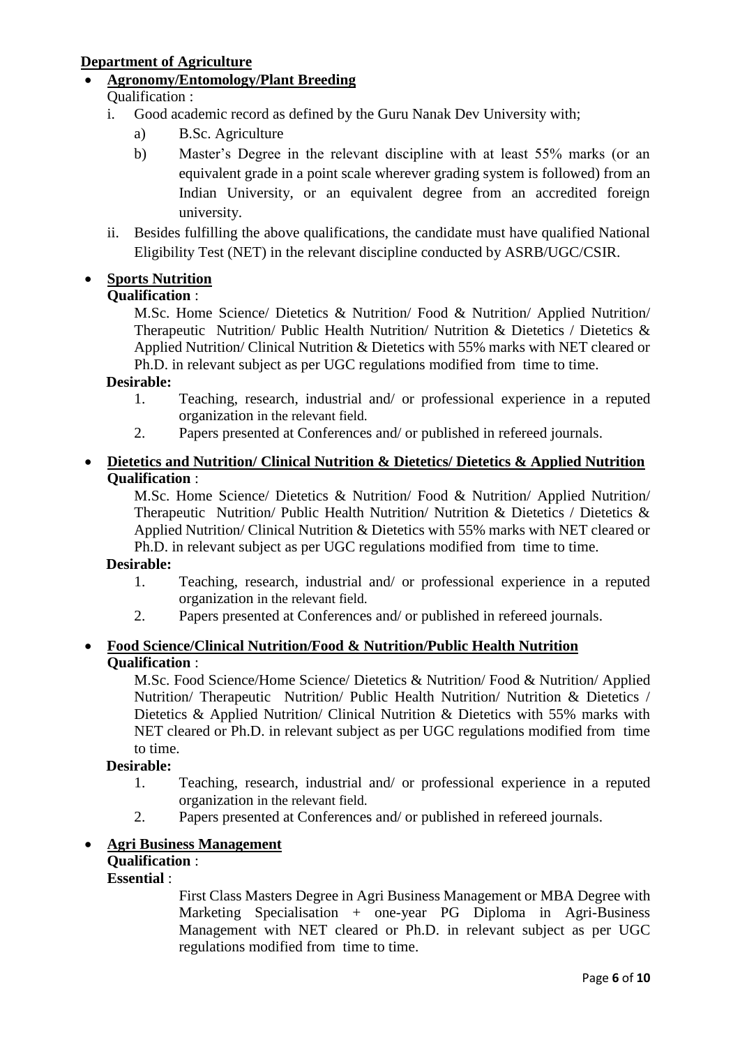**Department of Agriculture**

- **Agronomy/Entomology/Plant Breeding**

  Qualification :

  i. Good academic record as defined by the Guru Nanak Dev University with;
     a) B.Sc. Agriculture
     b) Master's Degree in the relevant discipline with at least 55% marks (or an equivalent grade in a point scale wherever grading system is followed) from an Indian University, or an equivalent degree from an accredited foreign university.

  ii. Besides fulfilling the above qualifications, the candidate must have qualified National Eligibility Test (NET) in the relevant discipline conducted by ASRB/UGC/CSIR.

- **Sports Nutrition**

  **Qualification** :

  M.Sc. Home Science/ Dietetics & Nutrition/ Food & Nutrition/ Applied Nutrition/ Therapeutic Nutrition/ Public Health Nutrition/ Nutrition & Dietetics / Dietetics & Applied Nutrition/ Clinical Nutrition & Dietetics with 55% marks with NET cleared or Ph.D. in relevant subject as per UGC regulations modified from time to time.

  **Desirable:**

  1. Teaching, research, industrial and/ or professional experience in a reputed organization in the relevant field.
  2. Papers presented at Conferences and/ or published in refereed journals.

- **Dietetics and Nutrition/ Clinical Nutrition & Dietetics/ Dietetics & Applied Nutrition**

  **Qualification** :

  M.Sc. Home Science/ Dietetics & Nutrition/ Food & Nutrition/ Applied Nutrition/ Therapeutic Nutrition/ Public Health Nutrition/ Nutrition & Dietetics / Dietetics & Applied Nutrition/ Clinical Nutrition & Dietetics with 55% marks with NET cleared or Ph.D. in relevant subject as per UGC regulations modified from time to time.

  **Desirable:**

  1. Teaching, research, industrial and/ or professional experience in a reputed organization in the relevant field.
  2. Papers presented at Conferences and/ or published in refereed journals.

- **Food Science/Clinical Nutrition/Food & Nutrition/Public Health Nutrition**

  **Qualification** :

  M.Sc. Food Science/Home Science/ Dietetics & Nutrition/ Food & Nutrition/ Applied Nutrition/ Therapeutic Nutrition/ Public Health Nutrition/ Nutrition & Dietetics / Dietetics & Applied Nutrition/ Clinical Nutrition & Dietetics with 55% marks with NET cleared or Ph.D. in relevant subject as per UGC regulations modified from time to time.

  **Desirable:**

  1. Teaching, research, industrial and/ or professional experience in a reputed organization in the relevant field.
  2. Papers presented at Conferences and/ or published in refereed journals.

- **Agri Business Management**

  **Qualification** :

  **Essential** :

  First Class Masters Degree in Agri Business Management or MBA Degree with Marketing Specialisation + one-year PG Diploma in Agri-Business Management with NET cleared or Ph.D. in relevant subject as per UGC regulations modified from time to time.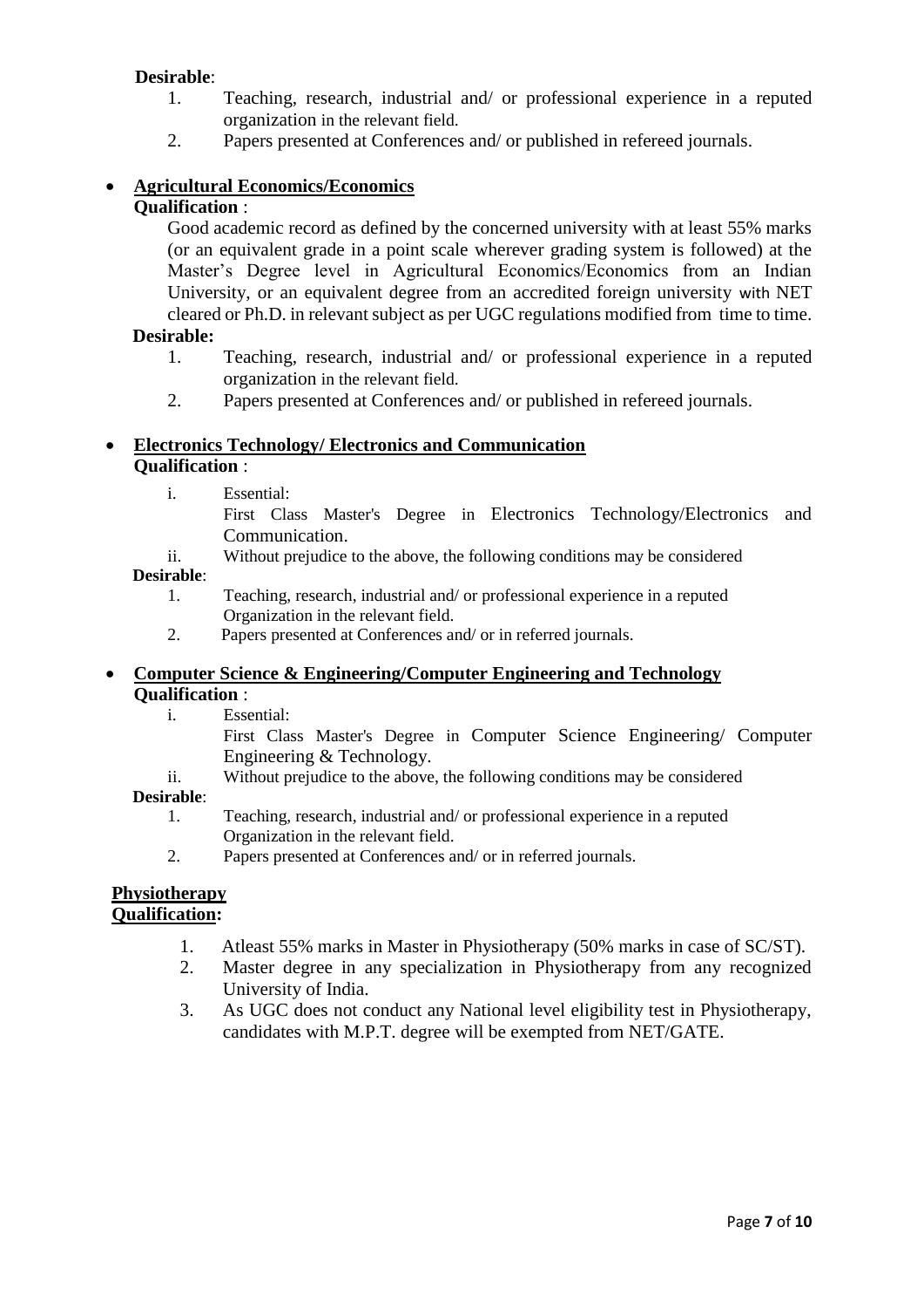**Desirable**:

1. Teaching, research, industrial and/ or professional experience in a reputed organization in the relevant field.
2. Papers presented at Conferences and/ or published in refereed journals.

- **Agricultural Economics/Economics**

  **Qualification** :

  Good academic record as defined by the concerned university with at least 55% marks (or an equivalent grade in a point scale wherever grading system is followed) at the Master's Degree level in Agricultural Economics/Economics from an Indian University, or an equivalent degree from an accredited foreign university with NET cleared or Ph.D. in relevant subject as per UGC regulations modified from time to time.

  **Desirable:**

  1. Teaching, research, industrial and/ or professional experience in a reputed organization in the relevant field.
  2. Papers presented at Conferences and/ or published in refereed journals.

- **Electronics Technology/ Electronics and Communication**

  **Qualification** :

  i. Essential:
     First Class Master's Degree in Electronics Technology/Electronics and Communication.

  ii. Without prejudice to the above, the following conditions may be considered

  **Desirable**:

  1. Teaching, research, industrial and/ or professional experience in a reputed Organization in the relevant field.
  2. Papers presented at Conferences and/ or in referred journals.

- **Computer Science & Engineering/Computer Engineering and Technology**

  **Qualification** :

  i. Essential:
     First Class Master's Degree in Computer Science Engineering/ Computer Engineering & Technology.

  ii. Without prejudice to the above, the following conditions may be considered

  **Desirable**:

  1. Teaching, research, industrial and/ or professional experience in a reputed Organization in the relevant field.
  2. Papers presented at Conferences and/ or in referred journals.

**Physiotherapy**

**Qualification:**

1. Atleast 55% marks in Master in Physiotherapy (50% marks in case of SC/ST).
2. Master degree in any specialization in Physiotherapy from any recognized University of India.
3. As UGC does not conduct any National level eligibility test in Physiotherapy, candidates with M.P.T. degree will be exempted from NET/GATE.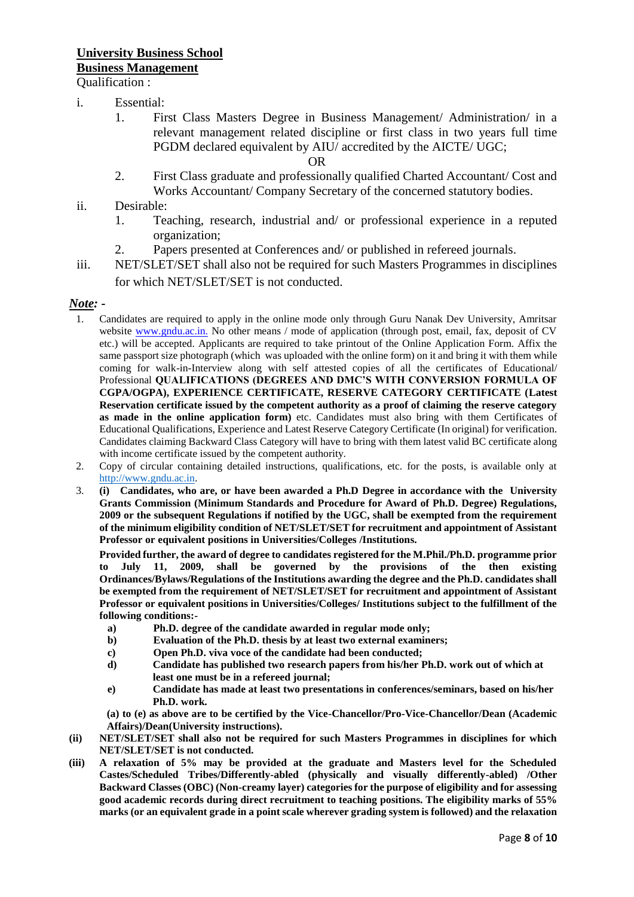**University Business School**

**Business Management**

Qualification :

i. Essential:

   1. First Class Masters Degree in Business Management/ Administration/ in a relevant management related discipline or first class in two years full time PGDM declared equivalent by AIU/ accredited by the AICTE/ UGC;

      OR

   2. First Class graduate and professionally qualified Charted Accountant/ Cost and Works Accountant/ Company Secretary of the concerned statutory bodies.

ii. Desirable:

   1. Teaching, research, industrial and/ or professional experience in a reputed organization;
   2. Papers presented at Conferences and/ or published in refereed journals.

iii. NET/SLET/SET shall also not be required for such Masters Programmes in disciplines for which NET/SLET/SET is not conducted.

***Note: -***

1. Candidates are required to apply in the online mode only through Guru Nanak Dev University, Amritsar website www.gndu.ac.in. No other means / mode of application (through post, email, fax, deposit of CV etc.) will be accepted. Applicants are required to take printout of the Online Application Form. Affix the same passport size photograph (which was uploaded with the online form) on it and bring it with them while coming for walk-in-Interview along with self attested copies of all the certificates of Educational/ Professional **QUALIFICATIONS (DEGREES AND DMC'S WITH CONVERSION FORMULA OF CGPA/OGPA), EXPERIENCE CERTIFICATE, RESERVE CATEGORY CERTIFICATE (Latest Reservation certificate issued by the competent authority as a proof of claiming the reserve category as made in the online application form)** etc. Candidates must also bring with them Certificates of Educational Qualifications, Experience and Latest Reserve Category Certificate (In original) for verification. Candidates claiming Backward Class Category will have to bring with them latest valid BC certificate along with income certificate issued by the competent authority.
2. Copy of circular containing detailed instructions, qualifications, etc. for the posts, is available only at http://www.gndu.ac.in.
3. **(i) Candidates, who are, or have been awarded a Ph.D Degree in accordance with the University Grants Commission (Minimum Standards and Procedure for Award of Ph.D. Degree) Regulations, 2009 or the subsequent Regulations if notified by the UGC, shall be exempted from the requirement of the minimum eligibility condition of NET/SLET/SET for recruitment and appointment of Assistant Professor or equivalent positions in Universities/Colleges /Institutions.**

   **Provided further, the award of degree to candidates registered for the M.Phil./Ph.D. programme prior to July 11, 2009, shall be governed by the provisions of the then existing Ordinances/Bylaws/Regulations of the Institutions awarding the degree and the Ph.D. candidates shall be exempted from the requirement of NET/SLET/SET for recruitment and appointment of Assistant Professor or equivalent positions in Universities/Colleges/ Institutions subject to the fulfillment of the following conditions:-**

   **a) Ph.D. degree of the candidate awarded in regular mode only;**

   **b) Evaluation of the Ph.D. thesis by at least two external examiners;**

   **c) Open Ph.D. viva voce of the candidate had been conducted;**

   **d) Candidate has published two research papers from his/her Ph.D. work out of which at least one must be in a refereed journal;**

   **e) Candidate has made at least two presentations in conferences/seminars, based on his/her Ph.D. work.**

   **(a) to (e) as above are to be certified by the Vice-Chancellor/Pro-Vice-Chancellor/Dean (Academic Affairs)/Dean(University instructions).**

**(ii) NET/SLET/SET shall also not be required for such Masters Programmes in disciplines for which NET/SLET/SET is not conducted.**

**(iii) A relaxation of 5% may be provided at the graduate and Masters level for the Scheduled Castes/Scheduled Tribes/Differently-abled (physically and visually differently-abled) /Other Backward Classes (OBC) (Non-creamy layer) categories for the purpose of eligibility and for assessing good academic records during direct recruitment to teaching positions. The eligibility marks of 55% marks (or an equivalent grade in a point scale wherever grading system is followed) and the relaxation**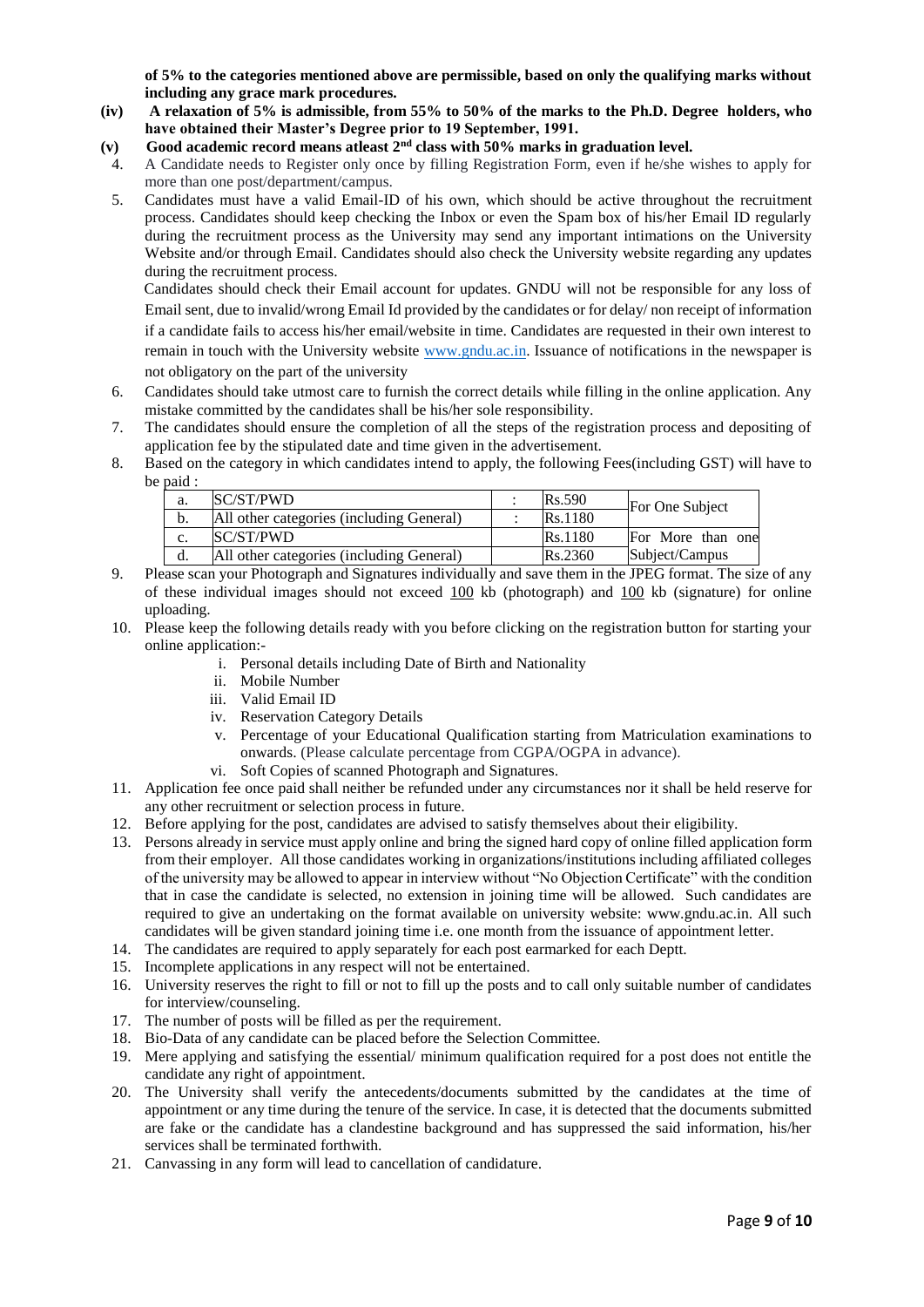**of 5% to the categories mentioned above are permissible, based on only the qualifying marks without including any grace mark procedures.**

**(iv) A relaxation of 5% is admissible, from 55% to 50% of the marks to the Ph.D. Degree holders, who have obtained their Master's Degree prior to 19 September, 1991.**

**(v) Good academic record means atleast 2nd class with 50% marks in graduation level.**

4. A Candidate needs to Register only once by filling Registration Form, even if he/she wishes to apply for more than one post/department/campus.
5. Candidates must have a valid Email-ID of his own, which should be active throughout the recruitment process. Candidates should keep checking the Inbox or even the Spam box of his/her Email ID regularly during the recruitment process as the University may send any important intimations on the University Website and/or through Email. Candidates should also check the University website regarding any updates during the recruitment process.
   Candidates should check their Email account for updates. GNDU will not be responsible for any loss of Email sent, due to invalid/wrong Email Id provided by the candidates or for delay/ non receipt of information if a candidate fails to access his/her email/website in time. Candidates are requested in their own interest to remain in touch with the University website www.gndu.ac.in. Issuance of notifications in the newspaper is not obligatory on the part of the university
6. Candidates should take utmost care to furnish the correct details while filling in the online application. Any mistake committed by the candidates shall be his/her sole responsibility.
7. The candidates should ensure the completion of all the steps of the registration process and depositing of application fee by the stipulated date and time given in the advertisement.
8. Based on the category in which candidates intend to apply, the following Fees(including GST) will have to be paid :

| | | | | |
|---|---|---|---|---|
| a. | SC/ST/PWD | : | Rs.590 | For One Subject |
| b. | All other categories (including General) | : | Rs.1180 | |
| c. | SC/ST/PWD | | Rs.1180 | For More than one Subject/Campus |
| d. | All other categories (including General) | | Rs.2360 | |

9. Please scan your Photograph and Signatures individually and save them in the JPEG format. The size of any of these individual images should not exceed 100 kb (photograph) and 100 kb (signature) for online uploading.
10. Please keep the following details ready with you before clicking on the registration button for starting your online application:-
    i. Personal details including Date of Birth and Nationality
    ii. Mobile Number
    iii. Valid Email ID
    iv. Reservation Category Details
    v. Percentage of your Educational Qualification starting from Matriculation examinations to onwards. (Please calculate percentage from CGPA/OGPA in advance).
    vi. Soft Copies of scanned Photograph and Signatures.
11. Application fee once paid shall neither be refunded under any circumstances nor it shall be held reserve for any other recruitment or selection process in future.
12. Before applying for the post, candidates are advised to satisfy themselves about their eligibility.
13. Persons already in service must apply online and bring the signed hard copy of online filled application form from their employer. All those candidates working in organizations/institutions including affiliated colleges of the university may be allowed to appear in interview without "No Objection Certificate" with the condition that in case the candidate is selected, no extension in joining time will be allowed. Such candidates are required to give an undertaking on the format available on university website: www.gndu.ac.in. All such candidates will be given standard joining time i.e. one month from the issuance of appointment letter.
14. The candidates are required to apply separately for each post earmarked for each Deptt.
15. Incomplete applications in any respect will not be entertained.
16. University reserves the right to fill or not to fill up the posts and to call only suitable number of candidates for interview/counseling.
17. The number of posts will be filled as per the requirement.
18. Bio-Data of any candidate can be placed before the Selection Committee.
19. Mere applying and satisfying the essential/ minimum qualification required for a post does not entitle the candidate any right of appointment.
20. The University shall verify the antecedents/documents submitted by the candidates at the time of appointment or any time during the tenure of the service. In case, it is detected that the documents submitted are fake or the candidate has a clandestine background and has suppressed the said information, his/her services shall be terminated forthwith.
21. Canvassing in any form will lead to cancellation of candidature.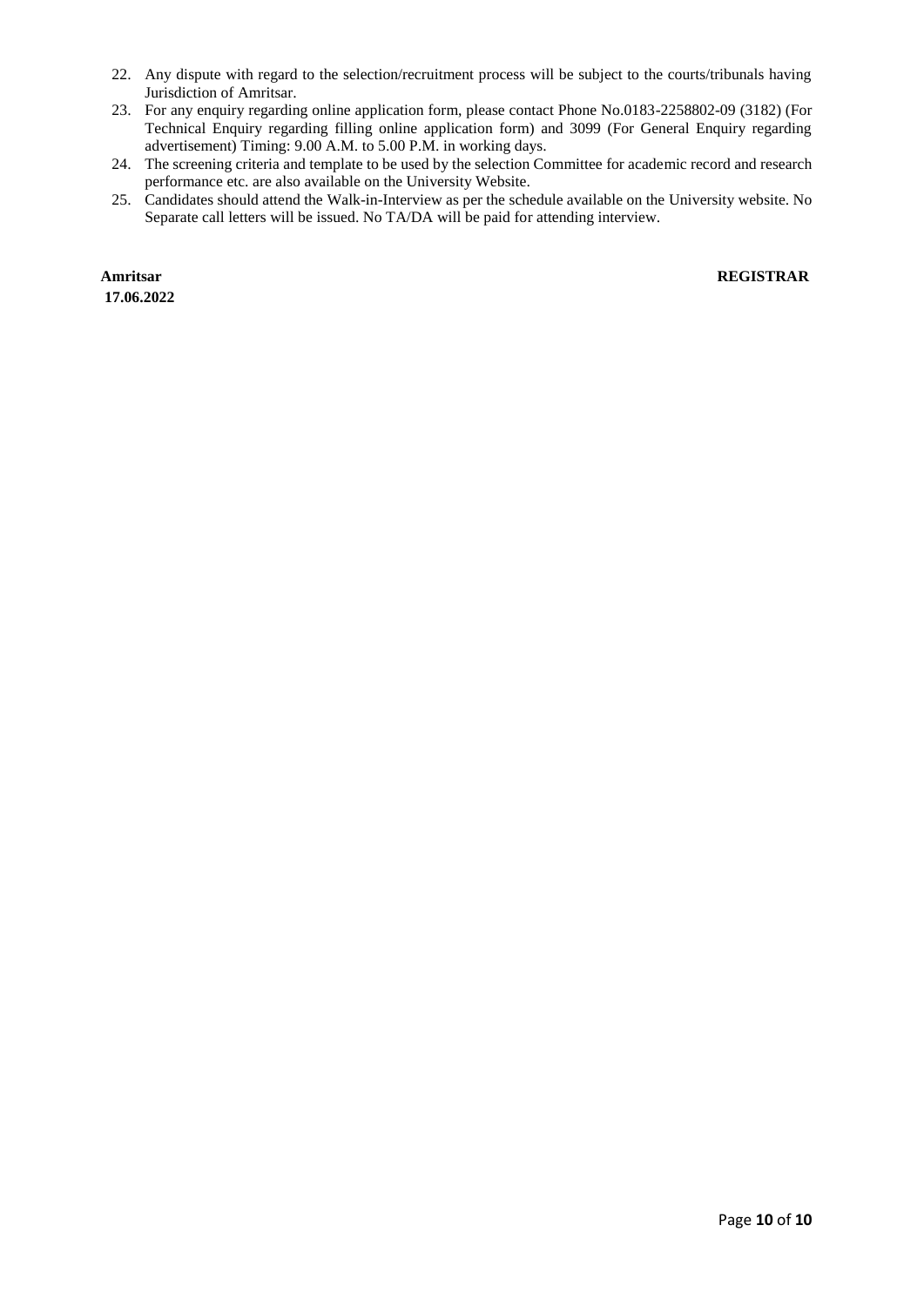22. Any dispute with regard to the selection/recruitment process will be subject to the courts/tribunals having Jurisdiction of Amritsar.
23. For any enquiry regarding online application form, please contact Phone No.0183-2258802-09 (3182) (For Technical Enquiry regarding filling online application form) and 3099 (For General Enquiry regarding advertisement) Timing: 9.00 A.M. to 5.00 P.M. in working days.
24. The screening criteria and template to be used by the selection Committee for academic record and research performance etc. are also available on the University Website.
25. Candidates should attend the Walk-in-Interview as per the schedule available on the University website. No Separate call letters will be issued. No TA/DA will be paid for attending interview.

**Amritsar**
**17.06.2022**

**REGISTRAR**